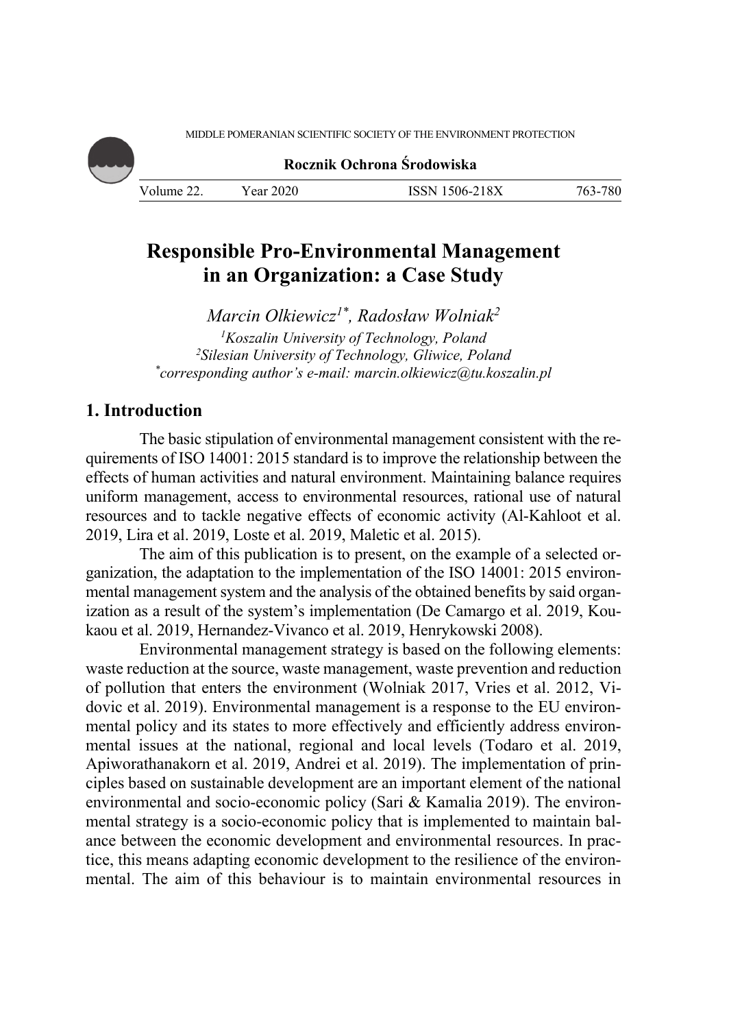# Responsible Pro-Environmental Management in an Organization: a Case Study

*Marcin Olkiewicz*[1*], *Radosław Wolniak*[2]

[1]*Koszalin University of Technology, Poland*
[2]*Silesian University of Technology, Gliwice, Poland*
[*]*corresponding author's e-mail: marcin.olkiewicz@tu.koszalin.pl*

## 1. Introduction

The basic stipulation of environmental management consistent with the requirements of ISO 14001: 2015 standard is to improve the relationship between the effects of human activities and natural environment. Maintaining balance requires uniform management, access to environmental resources, rational use of natural resources and to tackle negative effects of economic activity (Al-Kahloot et al. 2019, Lira et al. 2019, Loste et al. 2019, Maletic et al. 2015).

The aim of this publication is to present, on the example of a selected organization, the adaptation to the implementation of the ISO 14001: 2015 environmental management system and the analysis of the obtained benefits by said organization as a result of the system's implementation (De Camargo et al. 2019, Koukaou et al. 2019, Hernandez-Vivanco et al. 2019, Henrykowski 2008).

Environmental management strategy is based on the following elements: waste reduction at the source, waste management, waste prevention and reduction of pollution that enters the environment (Wolniak 2017, Vries et al. 2012, Vidovic et al. 2019). Environmental management is a response to the EU environmental policy and its states to more effectively and efficiently address environmental issues at the national, regional and local levels (Todaro et al. 2019, Apiworathanakorn et al. 2019, Andrei et al. 2019). The implementation of principles based on sustainable development are an important element of the national environmental and socio-economic policy (Sari & Kamalia 2019). The environmental strategy is a socio-economic policy that is implemented to maintain balance between the economic development and environmental resources. In practice, this means adapting economic development to the resilience of the environmental. The aim of this behaviour is to maintain environmental resources in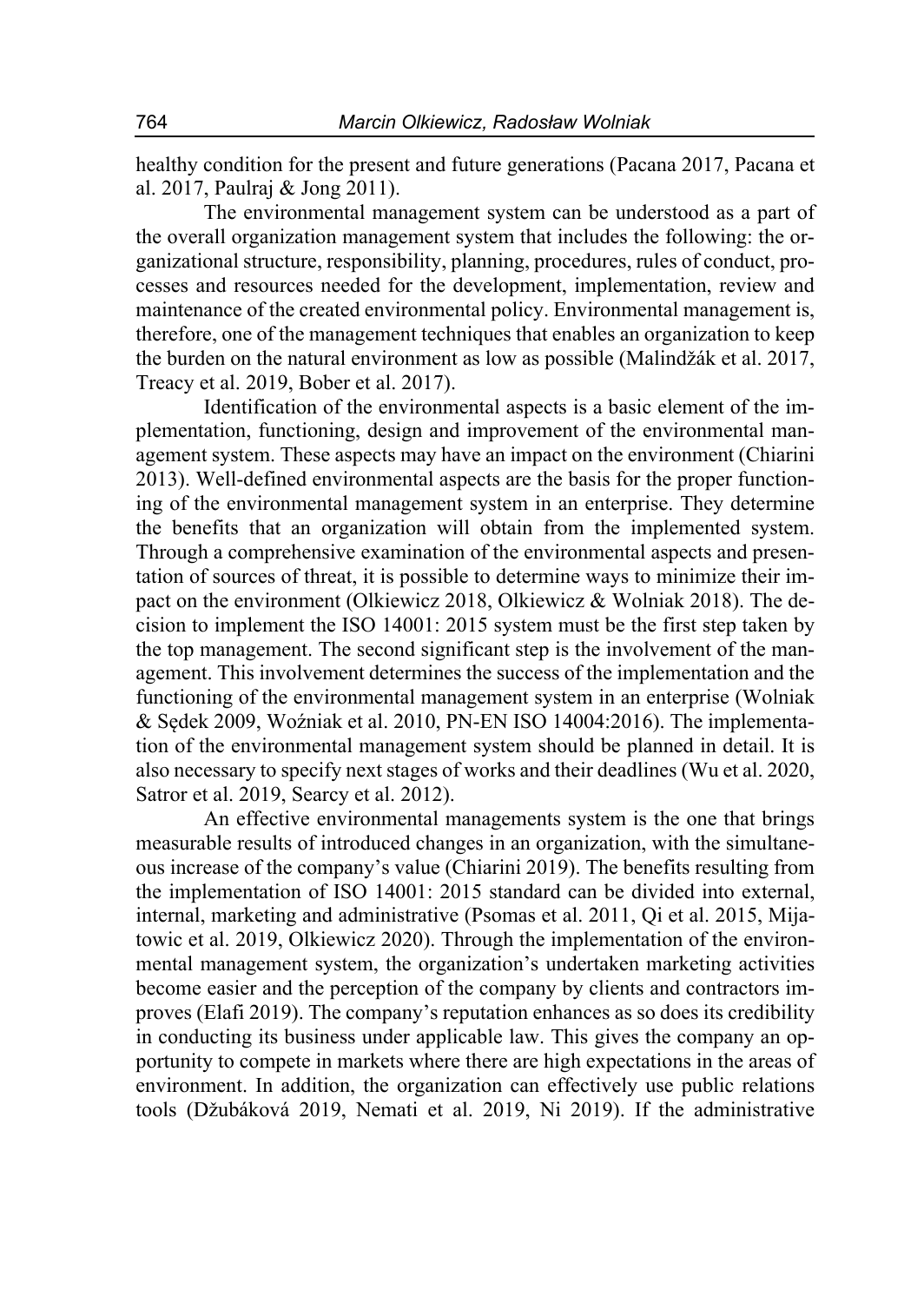healthy condition for the present and future generations (Pacana 2017, Pacana et al. 2017, Paulraj & Jong 2011).

The environmental management system can be understood as a part of the overall organization management system that includes the following: the organizational structure, responsibility, planning, procedures, rules of conduct, processes and resources needed for the development, implementation, review and maintenance of the created environmental policy. Environmental management is, therefore, one of the management techniques that enables an organization to keep the burden on the natural environment as low as possible (Malindžák et al. 2017, Treacy et al. 2019, Bober et al. 2017).

Identification of the environmental aspects is a basic element of the implementation, functioning, design and improvement of the environmental management system. These aspects may have an impact on the environment (Chiarini 2013). Well-defined environmental aspects are the basis for the proper functioning of the environmental management system in an enterprise. They determine the benefits that an organization will obtain from the implemented system. Through a comprehensive examination of the environmental aspects and presentation of sources of threat, it is possible to determine ways to minimize their impact on the environment (Olkiewicz 2018, Olkiewicz & Wolniak 2018). The decision to implement the ISO 14001: 2015 system must be the first step taken by the top management. The second significant step is the involvement of the management. This involvement determines the success of the implementation and the functioning of the environmental management system in an enterprise (Wolniak & Sędek 2009, Woźniak et al. 2010, PN-EN ISO 14004:2016). The implementation of the environmental management system should be planned in detail. It is also necessary to specify next stages of works and their deadlines (Wu et al. 2020, Satror et al. 2019, Searcy et al. 2012).

An effective environmental managements system is the one that brings measurable results of introduced changes in an organization, with the simultaneous increase of the company's value (Chiarini 2019). The benefits resulting from the implementation of ISO 14001: 2015 standard can be divided into external, internal, marketing and administrative (Psomas et al. 2011, Qi et al. 2015, Mijatowic et al. 2019, Olkiewicz 2020). Through the implementation of the environmental management system, the organization's undertaken marketing activities become easier and the perception of the company by clients and contractors improves (Elafi 2019). The company's reputation enhances as so does its credibility in conducting its business under applicable law. This gives the company an opportunity to compete in markets where there are high expectations in the areas of environment. In addition, the organization can effectively use public relations tools (Džubáková 2019, Nemati et al. 2019, Ni 2019). If the administrative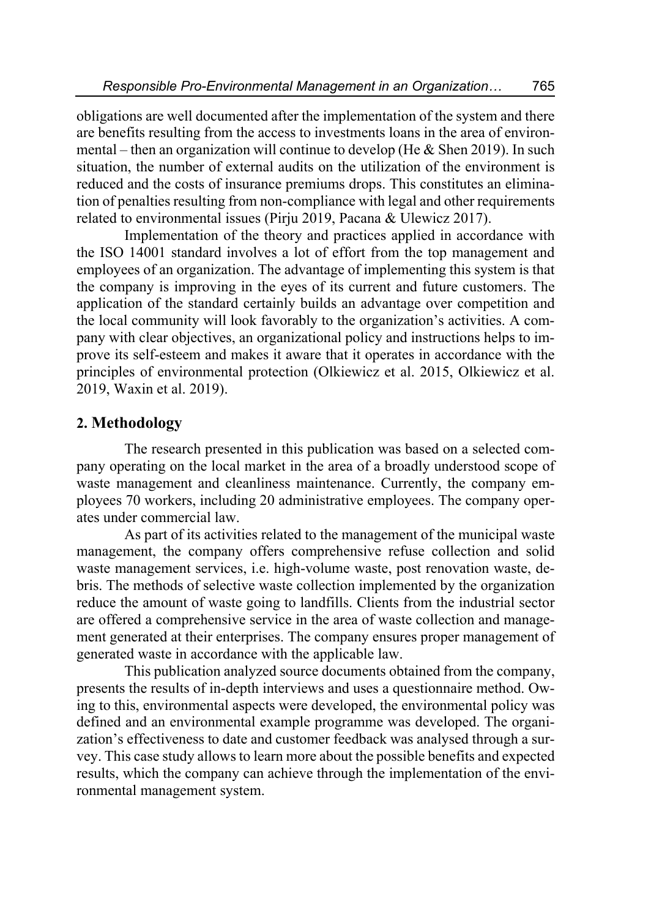obligations are well documented after the implementation of the system and there are benefits resulting from the access to investments loans in the area of environmental – then an organization will continue to develop (He & Shen 2019). In such situation, the number of external audits on the utilization of the environment is reduced and the costs of insurance premiums drops. This constitutes an elimination of penalties resulting from non-compliance with legal and other requirements related to environmental issues (Pirju 2019, Pacana & Ulewicz 2017).

Implementation of the theory and practices applied in accordance with the ISO 14001 standard involves a lot of effort from the top management and employees of an organization. The advantage of implementing this system is that the company is improving in the eyes of its current and future customers. The application of the standard certainly builds an advantage over competition and the local community will look favorably to the organization's activities. A company with clear objectives, an organizational policy and instructions helps to improve its self-esteem and makes it aware that it operates in accordance with the principles of environmental protection (Olkiewicz et al. 2015, Olkiewicz et al. 2019, Waxin et al. 2019).

## 2. Methodology

The research presented in this publication was based on a selected company operating on the local market in the area of a broadly understood scope of waste management and cleanliness maintenance. Currently, the company employees 70 workers, including 20 administrative employees. The company operates under commercial law.

As part of its activities related to the management of the municipal waste management, the company offers comprehensive refuse collection and solid waste management services, i.e. high-volume waste, post renovation waste, debris. The methods of selective waste collection implemented by the organization reduce the amount of waste going to landfills. Clients from the industrial sector are offered a comprehensive service in the area of waste collection and management generated at their enterprises. The company ensures proper management of generated waste in accordance with the applicable law.

This publication analyzed source documents obtained from the company, presents the results of in-depth interviews and uses a questionnaire method. Owing to this, environmental aspects were developed, the environmental policy was defined and an environmental example programme was developed. The organization's effectiveness to date and customer feedback was analysed through a survey. This case study allows to learn more about the possible benefits and expected results, which the company can achieve through the implementation of the environmental management system.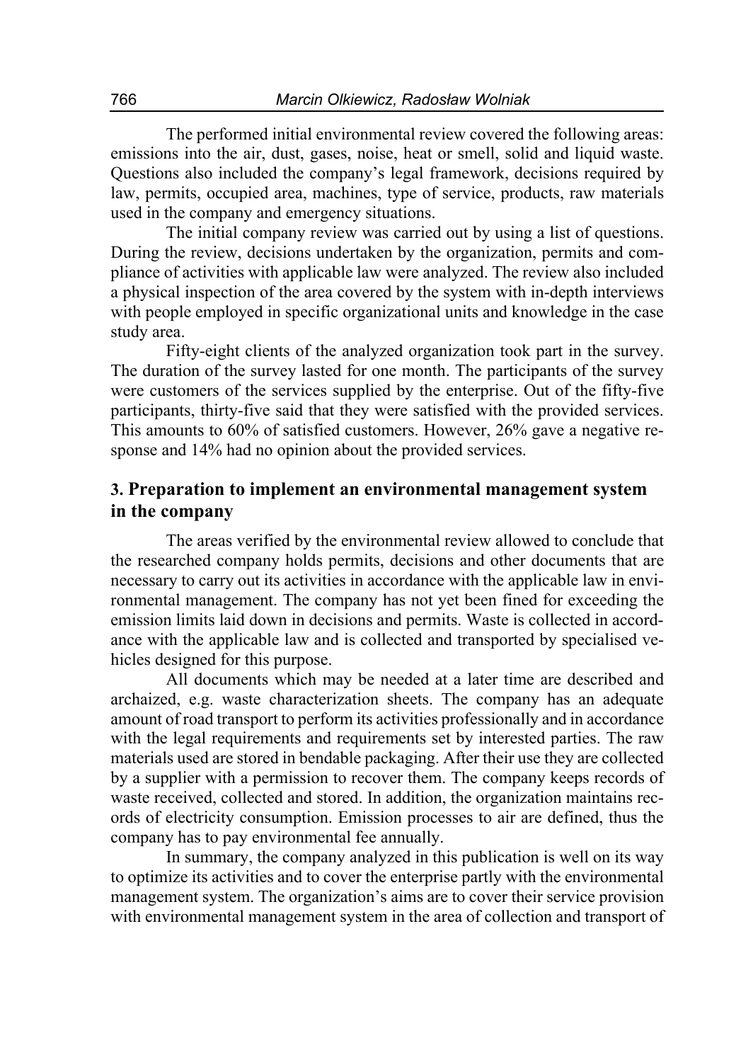The performed initial environmental review covered the following areas: emissions into the air, dust, gases, noise, heat or smell, solid and liquid waste. Questions also included the company's legal framework, decisions required by law, permits, occupied area, machines, type of service, products, raw materials used in the company and emergency situations.

The initial company review was carried out by using a list of questions. During the review, decisions undertaken by the organization, permits and compliance of activities with applicable law were analyzed. The review also included a physical inspection of the area covered by the system with in-depth interviews with people employed in specific organizational units and knowledge in the case study area.

Fifty-eight clients of the analyzed organization took part in the survey. The duration of the survey lasted for one month. The participants of the survey were customers of the services supplied by the enterprise. Out of the fifty-five participants, thirty-five said that they were satisfied with the provided services. This amounts to 60% of satisfied customers. However, 26% gave a negative response and 14% had no opinion about the provided services.

## 3. Preparation to implement an environmental management system in the company

The areas verified by the environmental review allowed to conclude that the researched company holds permits, decisions and other documents that are necessary to carry out its activities in accordance with the applicable law in environmental management. The company has not yet been fined for exceeding the emission limits laid down in decisions and permits. Waste is collected in accordance with the applicable law and is collected and transported by specialised vehicles designed for this purpose.

All documents which may be needed at a later time are described and archaized, e.g. waste characterization sheets. The company has an adequate amount of road transport to perform its activities professionally and in accordance with the legal requirements and requirements set by interested parties. The raw materials used are stored in bendable packaging. After their use they are collected by a supplier with a permission to recover them. The company keeps records of waste received, collected and stored. In addition, the organization maintains records of electricity consumption. Emission processes to air are defined, thus the company has to pay environmental fee annually.

In summary, the company analyzed in this publication is well on its way to optimize its activities and to cover the enterprise partly with the environmental management system. The organization's aims are to cover their service provision with environmental management system in the area of collection and transport of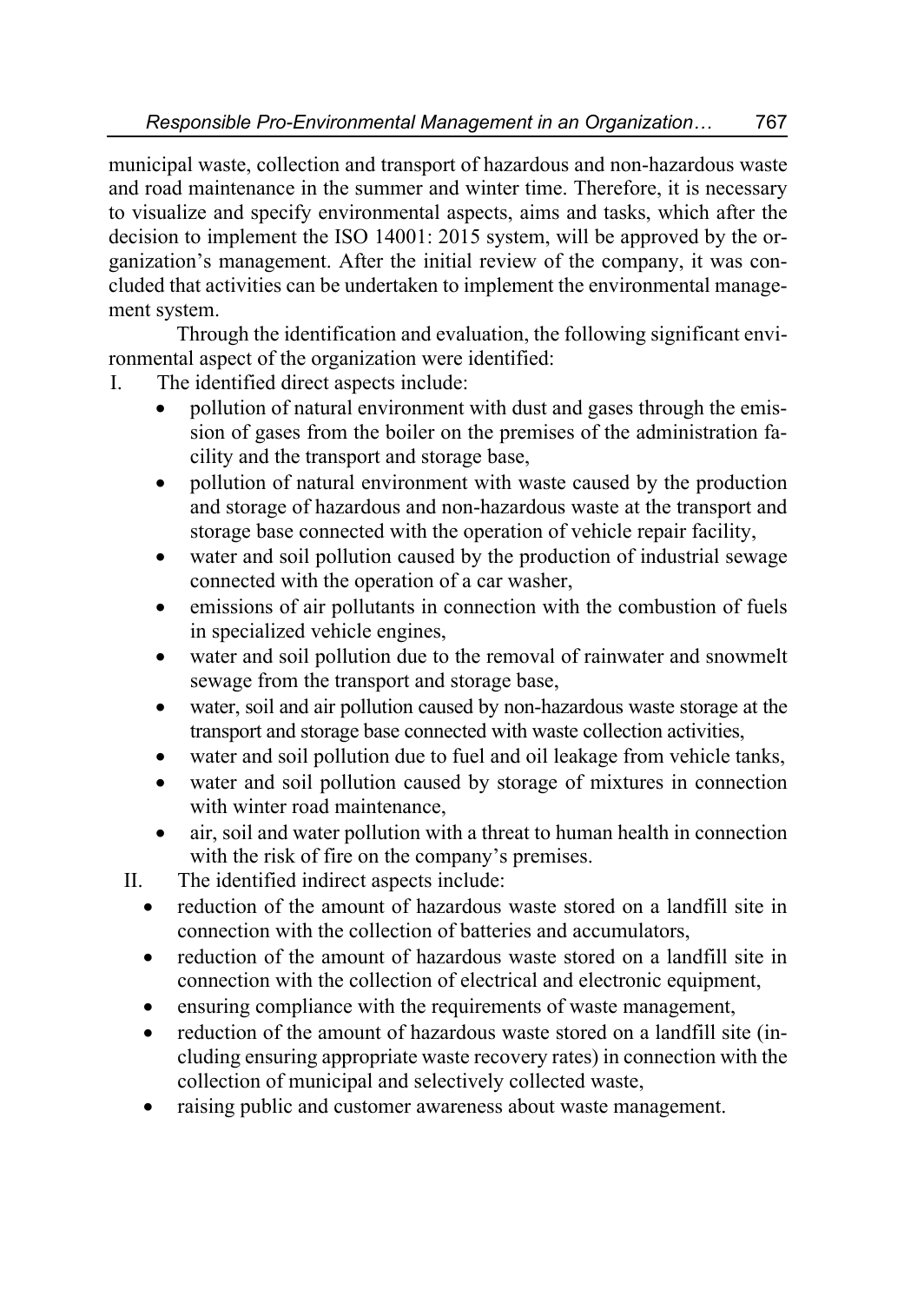municipal waste, collection and transport of hazardous and non-hazardous waste and road maintenance in the summer and winter time. Therefore, it is necessary to visualize and specify environmental aspects, aims and tasks, which after the decision to implement the ISO 14001: 2015 system, will be approved by the organization's management. After the initial review of the company, it was concluded that activities can be undertaken to implement the environmental management system.

Through the identification and evaluation, the following significant environmental aspect of the organization were identified:

I. The identified direct aspects include:
   - pollution of natural environment with dust and gases through the emission of gases from the boiler on the premises of the administration facility and the transport and storage base,
   - pollution of natural environment with waste caused by the production and storage of hazardous and non-hazardous waste at the transport and storage base connected with the operation of vehicle repair facility,
   - water and soil pollution caused by the production of industrial sewage connected with the operation of a car washer,
   - emissions of air pollutants in connection with the combustion of fuels in specialized vehicle engines,
   - water and soil pollution due to the removal of rainwater and snowmelt sewage from the transport and storage base,
   - water, soil and air pollution caused by non-hazardous waste storage at the transport and storage base connected with waste collection activities,
   - water and soil pollution due to fuel and oil leakage from vehicle tanks,
   - water and soil pollution caused by storage of mixtures in connection with winter road maintenance,
   - air, soil and water pollution with a threat to human health in connection with the risk of fire on the company's premises.

II. The identified indirect aspects include:
   - reduction of the amount of hazardous waste stored on a landfill site in connection with the collection of batteries and accumulators,
   - reduction of the amount of hazardous waste stored on a landfill site in connection with the collection of electrical and electronic equipment,
   - ensuring compliance with the requirements of waste management,
   - reduction of the amount of hazardous waste stored on a landfill site (including ensuring appropriate waste recovery rates) in connection with the collection of municipal and selectively collected waste,
   - raising public and customer awareness about waste management.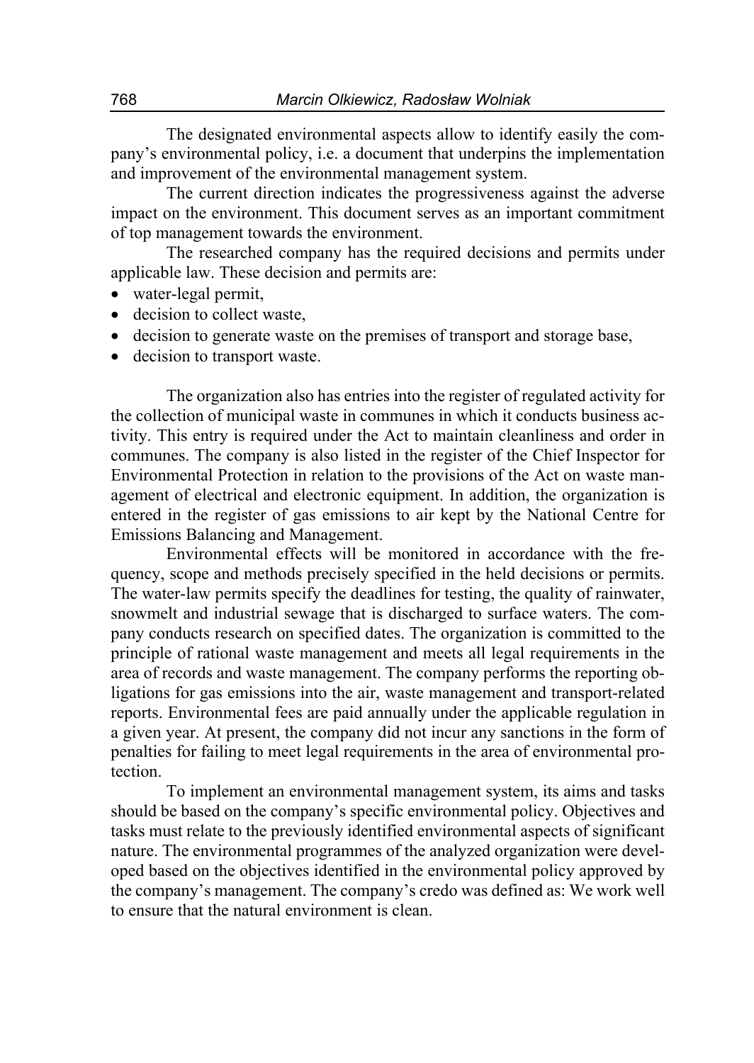The designated environmental aspects allow to identify easily the company's environmental policy, i.e. a document that underpins the implementation and improvement of the environmental management system.

The current direction indicates the progressiveness against the adverse impact on the environment. This document serves as an important commitment of top management towards the environment.

The researched company has the required decisions and permits under applicable law. These decision and permits are:

- water-legal permit,
- decision to collect waste,
- decision to generate waste on the premises of transport and storage base,
- decision to transport waste.

The organization also has entries into the register of regulated activity for the collection of municipal waste in communes in which it conducts business activity. This entry is required under the Act to maintain cleanliness and order in communes. The company is also listed in the register of the Chief Inspector for Environmental Protection in relation to the provisions of the Act on waste management of electrical and electronic equipment. In addition, the organization is entered in the register of gas emissions to air kept by the National Centre for Emissions Balancing and Management.

Environmental effects will be monitored in accordance with the frequency, scope and methods precisely specified in the held decisions or permits. The water-law permits specify the deadlines for testing, the quality of rainwater, snowmelt and industrial sewage that is discharged to surface waters. The company conducts research on specified dates. The organization is committed to the principle of rational waste management and meets all legal requirements in the area of records and waste management. The company performs the reporting obligations for gas emissions into the air, waste management and transport-related reports. Environmental fees are paid annually under the applicable regulation in a given year. At present, the company did not incur any sanctions in the form of penalties for failing to meet legal requirements in the area of environmental protection.

To implement an environmental management system, its aims and tasks should be based on the company's specific environmental policy. Objectives and tasks must relate to the previously identified environmental aspects of significant nature. The environmental programmes of the analyzed organization were developed based on the objectives identified in the environmental policy approved by the company's management. The company's credo was defined as: We work well to ensure that the natural environment is clean.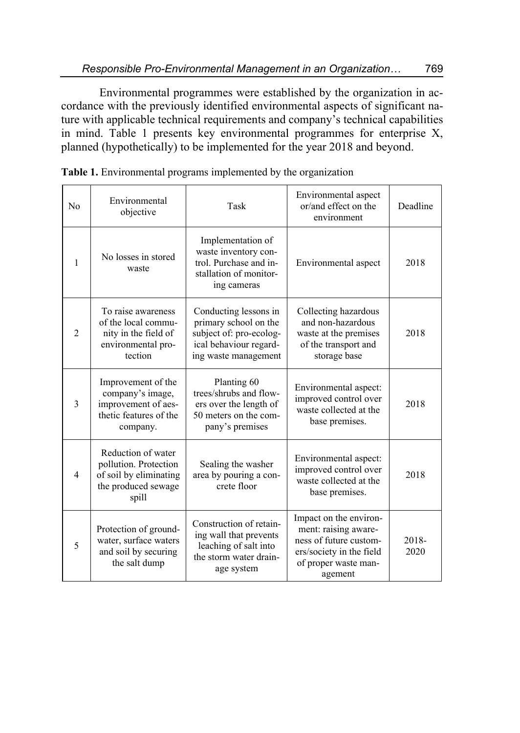Environmental programmes were established by the organization in accordance with the previously identified environmental aspects of significant nature with applicable technical requirements and company's technical capabilities in mind. Table 1 presents key environmental programmes for enterprise X, planned (hypothetically) to be implemented for the year 2018 and beyond.

**Table 1.** Environmental programs implemented by the organization

| No | Environmental objective | Task | Environmental aspect or/and effect on the environment | Deadline |
|---|---|---|---|---|
| 1 | No losses in stored waste | Implementation of waste inventory control. Purchase and installation of monitoring cameras | Environmental aspect | 2018 |
| 2 | To raise awareness of the local community in the field of environmental protection | Conducting lessons in primary school on the subject of: pro-ecological behaviour regarding waste management | Collecting hazardous and non-hazardous waste at the premises of the transport and storage base | 2018 |
| 3 | Improvement of the company's image, improvement of aesthetic features of the company. | Planting 60 trees/shrubs and flowers over the length of 50 meters on the company's premises | Environmental aspect: improved control over waste collected at the base premises. | 2018 |
| 4 | Reduction of water pollution. Protection of soil by eliminating the produced sewage spill | Sealing the washer area by pouring a concrete floor | Environmental aspect: improved control over waste collected at the base premises. | 2018 |
| 5 | Protection of groundwater, surface waters and soil by securing the salt dump | Construction of retaining wall that prevents leaching of salt into the storm water drainage system | Impact on the environment: raising awareness of future customers/society in the field of proper waste management | 2018-2020 |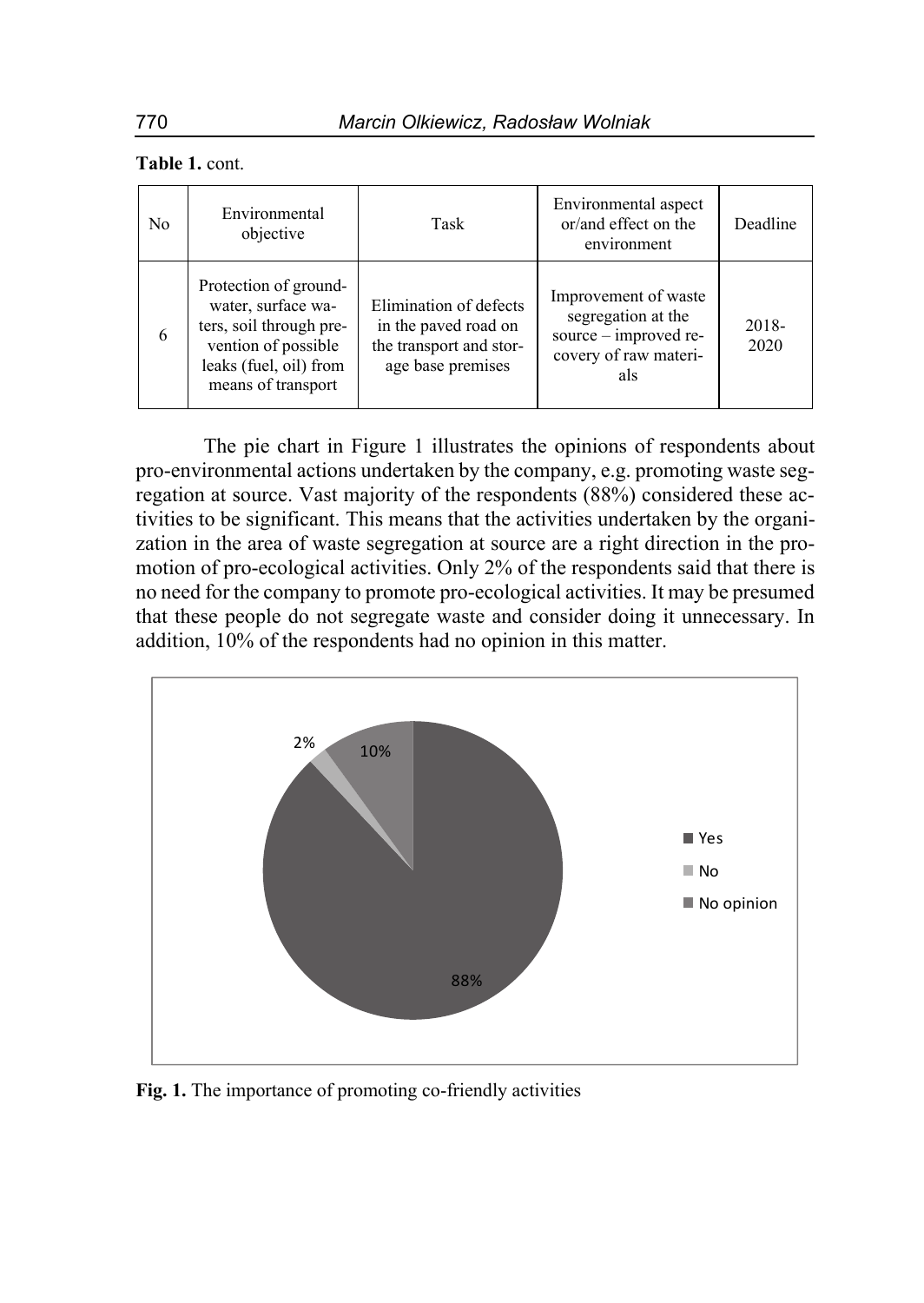**Table 1.** cont.

| No | Environmental objective | Task | Environmental aspect or/and effect on the environment | Deadline |
|---|---|---|---|---|
| 6 | Protection of groundwater, surface waters, soil through prevention of possible leaks (fuel, oil) from means of transport | Elimination of defects in the paved road on the transport and storage base premises | Improvement of waste segregation at the source – improved recovery of raw materials | 2018-2020 |

The pie chart in Figure 1 illustrates the opinions of respondents about pro-environmental actions undertaken by the company, e.g. promoting waste segregation at source. Vast majority of the respondents (88%) considered these activities to be significant. This means that the activities undertaken by the organization in the area of waste segregation at source are a right direction in the promotion of pro-ecological activities. Only 2% of the respondents said that there is no need for the company to promote pro-ecological activities. It may be presumed that these people do not segregate waste and consider doing it unnecessary. In addition, 10% of the respondents had no opinion in this matter.

| Response | Share |
|---|---|
| Yes | 88% |
| No | 2% |
| No opinion | 10% |

**Fig. 1.** The importance of promoting co-friendly activities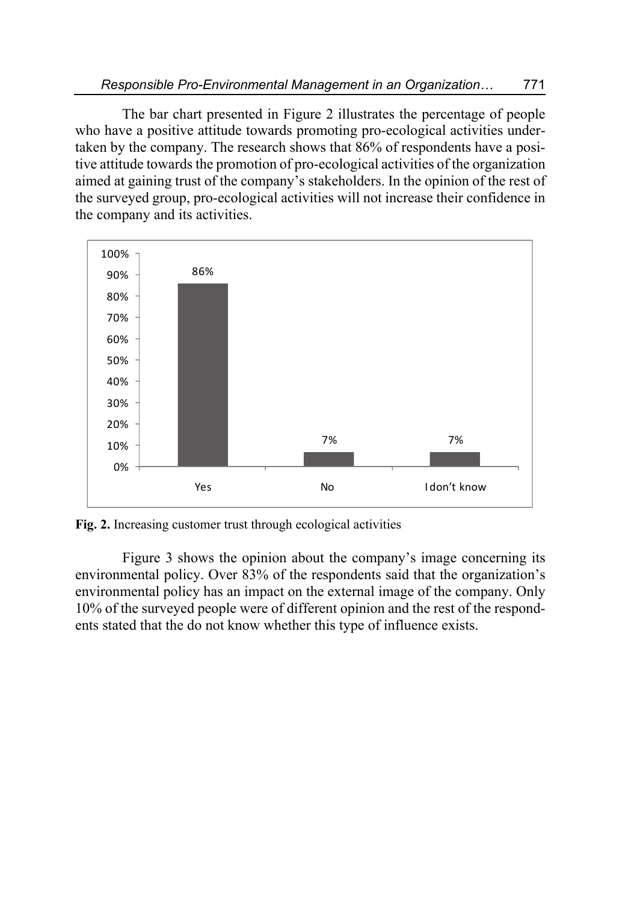The bar chart presented in Figure 2 illustrates the percentage of people who have a positive attitude towards promoting pro-ecological activities undertaken by the company. The research shows that 86% of respondents have a positive attitude towards the promotion of pro-ecological activities of the organization aimed at gaining trust of the company's stakeholders. In the opinion of the rest of the surveyed group, pro-ecological activities will not increase their confidence in the company and its activities.

| | Yes | No | I don't know |
|---|---|---|---|
| % | 86% | 7% | 7% |

**Fig. 2.** Increasing customer trust through ecological activities

Figure 3 shows the opinion about the company's image concerning its environmental policy. Over 83% of the respondents said that the organization's environmental policy has an impact on the external image of the company. Only 10% of the surveyed people were of different opinion and the rest of the respondents stated that the do not know whether this type of influence exists.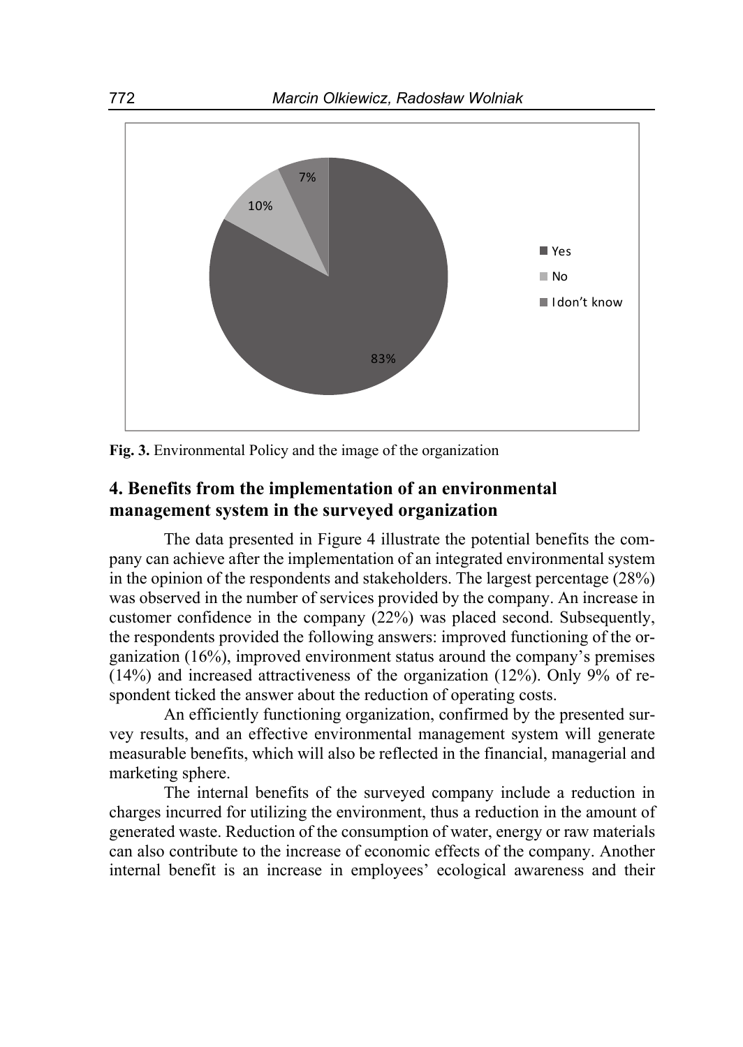Fig. 3. Environmental Policy and the image of the organization

## 4. Benefits from the implementation of an environmental management system in the surveyed organization

The data presented in Figure 4 illustrate the potential benefits the company can achieve after the implementation of an integrated environmental system in the opinion of the respondents and stakeholders. The largest percentage (28%) was observed in the number of services provided by the company. An increase in customer confidence in the company (22%) was placed second. Subsequently, the respondents provided the following answers: improved functioning of the organization (16%), improved environment status around the company's premises (14%) and increased attractiveness of the organization (12%). Only 9% of respondent ticked the answer about the reduction of operating costs.

An efficiently functioning organization, confirmed by the presented survey results, and an effective environmental management system will generate measurable benefits, which will also be reflected in the financial, managerial and marketing sphere.

The internal benefits of the surveyed company include a reduction in charges incurred for utilizing the environment, thus a reduction in the amount of generated waste. Reduction of the consumption of water, energy or raw materials can also contribute to the increase of economic effects of the company. Another internal benefit is an increase in employees' ecological awareness and their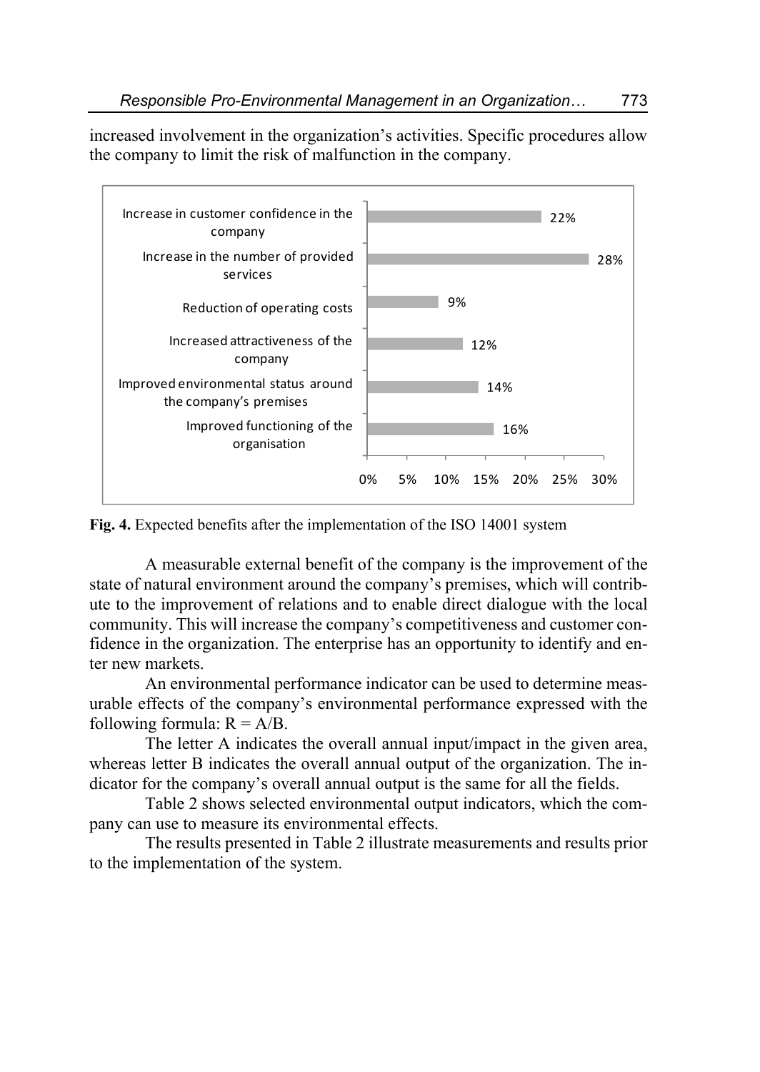increased involvement in the organization's activities. Specific procedures allow the company to limit the risk of malfunction in the company.

| Expected benefit | Share |
|---|---|
| Increase in customer confidence in the company | 22% |
| Increase in the number of provided services | 28% |
| Reduction of operating costs | 9% |
| Increased attractiveness of the company | 12% |
| Improved environmental status around the company's premises | 14% |
| Improved functioning of the organisation | 16% |

**Fig. 4.** Expected benefits after the implementation of the ISO 14001 system

A measurable external benefit of the company is the improvement of the state of natural environment around the company's premises, which will contribute to the improvement of relations and to enable direct dialogue with the local community. This will increase the company's competitiveness and customer confidence in the organization. The enterprise has an opportunity to identify and enter new markets.

An environmental performance indicator can be used to determine measurable effects of the company's environmental performance expressed with the following formula: $R = A/B$.

The letter A indicates the overall annual input/impact in the given area, whereas letter B indicates the overall annual output of the organization. The indicator for the company's overall annual output is the same for all the fields.

Table 2 shows selected environmental output indicators, which the company can use to measure its environmental effects.

The results presented in Table 2 illustrate measurements and results prior to the implementation of the system.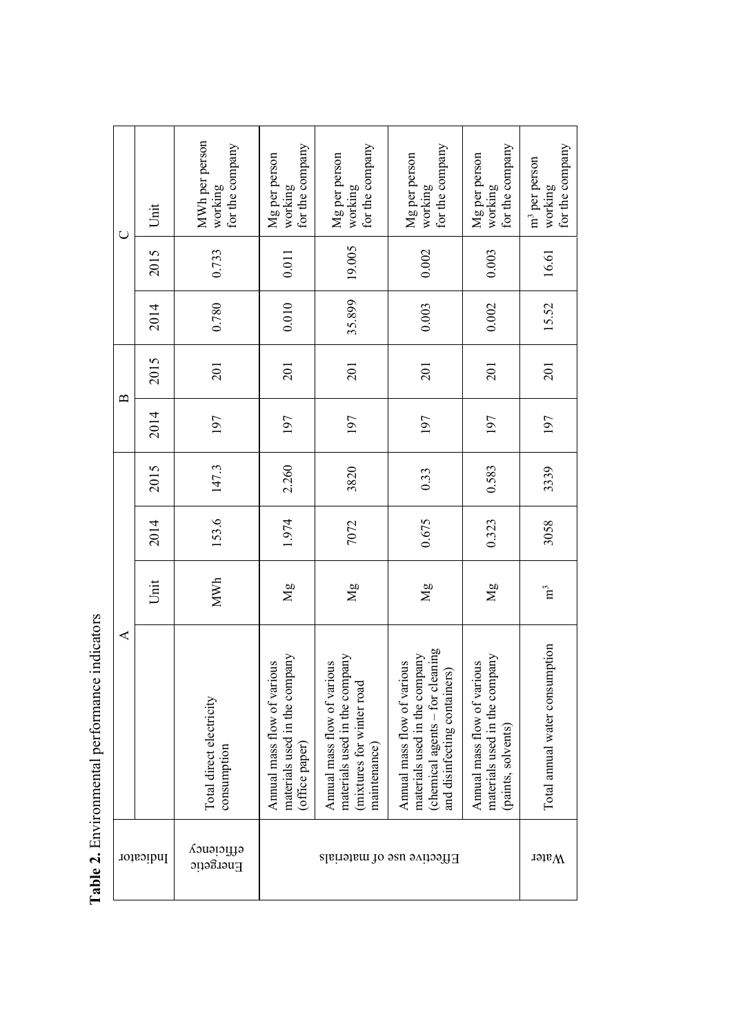**Table 2.** Environmental performance indicators

| Indicator | A | | | | B | | C | | |
|---|---|---|---|---|---|---|---|---|---|
| | | Unit | 2014 | 2015 | 2014 | 2015 | 2014 | 2015 | Unit |
| Energetic efficiency | Total direct electricity consumption | MWh | 153.6 | 147.3 | 197 | 201 | 0.780 | 0.733 | MWh per person working for the company |
| Effective use of materials | Annual mass flow of various materials used in the company (office paper) | Mg | 1.974 | 2.260 | 197 | 201 | 0.010 | 0.011 | Mg per person working for the company |
| | Annual mass flow of various materials used in the company (mixtures for winter road maintenance) | Mg | 7072 | 3820 | 197 | 201 | 35.899 | 19.005 | Mg per person working for the company |
| | Annual mass flow of various materials used in the company (chemical agents – for cleaning and disinfecting containers) | Mg | 0.675 | 0.33 | 197 | 201 | 0.003 | 0.002 | Mg per person working for the company |
| | Annual mass flow of various materials used in the company (paints, solvents) | Mg | 0.323 | 0.583 | 197 | 201 | 0.002 | 0.003 | Mg per person working for the company |
| Water | Total annual water consumption | $m^3$ | 3058 | 3339 | 197 | 201 | 15.52 | 16.61 | $m^3$ per person working for the company |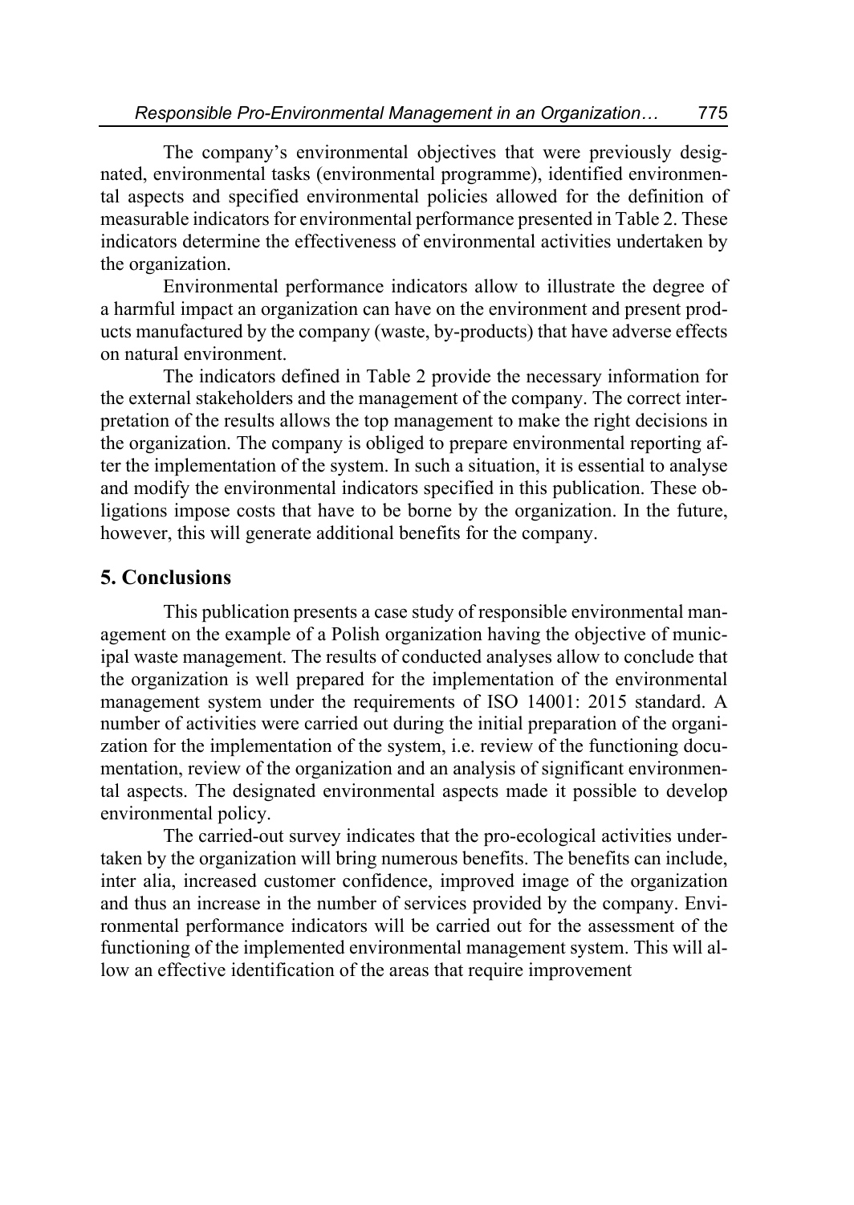The company's environmental objectives that were previously designated, environmental tasks (environmental programme), identified environmental aspects and specified environmental policies allowed for the definition of measurable indicators for environmental performance presented in Table 2. These indicators determine the effectiveness of environmental activities undertaken by the organization.

Environmental performance indicators allow to illustrate the degree of a harmful impact an organization can have on the environment and present products manufactured by the company (waste, by-products) that have adverse effects on natural environment.

The indicators defined in Table 2 provide the necessary information for the external stakeholders and the management of the company. The correct interpretation of the results allows the top management to make the right decisions in the organization. The company is obliged to prepare environmental reporting after the implementation of the system. In such a situation, it is essential to analyse and modify the environmental indicators specified in this publication. These obligations impose costs that have to be borne by the organization. In the future, however, this will generate additional benefits for the company.

## 5. Conclusions

This publication presents a case study of responsible environmental management on the example of a Polish organization having the objective of municipal waste management. The results of conducted analyses allow to conclude that the organization is well prepared for the implementation of the environmental management system under the requirements of ISO 14001: 2015 standard. A number of activities were carried out during the initial preparation of the organization for the implementation of the system, i.e. review of the functioning documentation, review of the organization and an analysis of significant environmental aspects. The designated environmental aspects made it possible to develop environmental policy.

The carried-out survey indicates that the pro-ecological activities undertaken by the organization will bring numerous benefits. The benefits can include, inter alia, increased customer confidence, improved image of the organization and thus an increase in the number of services provided by the company. Environmental performance indicators will be carried out for the assessment of the functioning of the implemented environmental management system. This will allow an effective identification of the areas that require improvement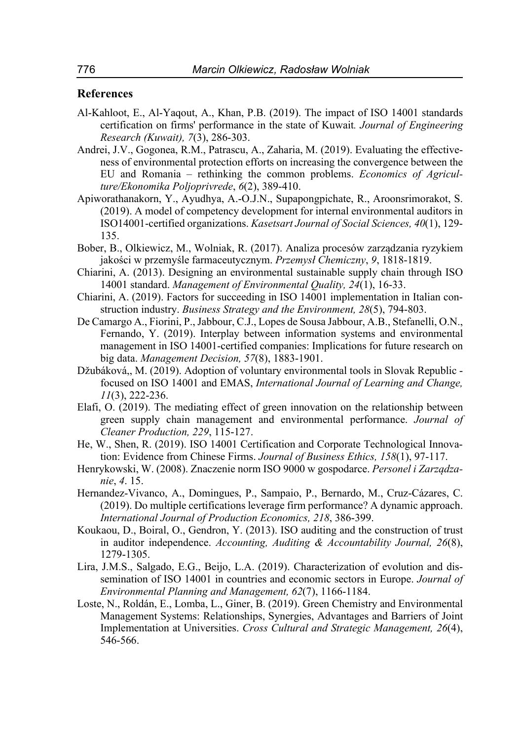## References

Al-Kahloot, E., Al-Yaqout, A., Khan, P.B. (2019). The impact of ISO 14001 standards certification on firms' performance in the state of Kuwait. *Journal of Engineering Research (Kuwait), 7*(3), 286-303.

Andrei, J.V., Gogonea, R.M., Patrascu, A., Zaharia, M. (2019). Evaluating the effectiveness of environmental protection efforts on increasing the convergence between the EU and Romania – rethinking the common problems. *Economics of Agriculture/Ekonomika Poljoprivrede*, *6*(2), 389-410.

Apiworathanakorn, Y., Ayudhya, A.-O.J.N., Supapongpichate, R., Aroonsrimorakot, S. (2019). A model of competency development for internal environmental auditors in ISO14001-certified organizations. *Kasetsart Journal of Social Sciences, 40*(1), 129-135.

Bober, B., Olkiewicz, M., Wolniak, R. (2017). Analiza procesów zarządzania ryzykiem jakości w przemyśle farmaceutycznym. *Przemysł Chemiczny*, *9*, 1818-1819.

Chiarini, A. (2013). Designing an environmental sustainable supply chain through ISO 14001 standard. *Management of Environmental Quality, 24*(1), 16-33.

Chiarini, A. (2019). Factors for succeeding in ISO 14001 implementation in Italian construction industry. *Business Strategy and the Environment, 28*(5), 794-803.

De Camargo A., Fiorini, P., Jabbour, C.J., Lopes de Sousa Jabbour, A.B., Stefanelli, O.N., Fernando, Y. (2019). Interplay between information systems and environmental management in ISO 14001-certified companies: Implications for future research on big data. *Management Decision, 57*(8), 1883-1901.

Džubáková,, M. (2019). Adoption of voluntary environmental tools in Slovak Republic - focused on ISO 14001 and EMAS, *International Journal of Learning and Change, 11*(3), 222-236.

Elafi, O. (2019). The mediating effect of green innovation on the relationship between green supply chain management and environmental performance. *Journal of Cleaner Production, 229*, 115-127.

He, W., Shen, R. (2019). ISO 14001 Certification and Corporate Technological Innovation: Evidence from Chinese Firms. *Journal of Business Ethics, 158*(1), 97-117.

Henrykowski, W. (2008). Znaczenie norm ISO 9000 w gospodarce. *Personel i Zarządzanie*, *4*. 15.

Hernandez-Vivanco, A., Domingues, P., Sampaio, P., Bernardo, M., Cruz-Cázares, C. (2019). Do multiple certifications leverage firm performance? A dynamic approach. *International Journal of Production Economics, 218*, 386-399.

Koukaou, D., Boiral, O., Gendron, Y. (2013). ISO auditing and the construction of trust in auditor independence. *Accounting, Auditing & Accountability Journal, 26*(8), 1279-1305.

Lira, J.M.S., Salgado, E.G., Beijo, L.A. (2019). Characterization of evolution and dissemination of ISO 14001 in countries and economic sectors in Europe. *Journal of Environmental Planning and Management, 62*(7), 1166-1184.

Loste, N., Roldán, E., Lomba, L., Giner, B. (2019). Green Chemistry and Environmental Management Systems: Relationships, Synergies, Advantages and Barriers of Joint Implementation at Universities. *Cross Cultural and Strategic Management, 26*(4), 546-566.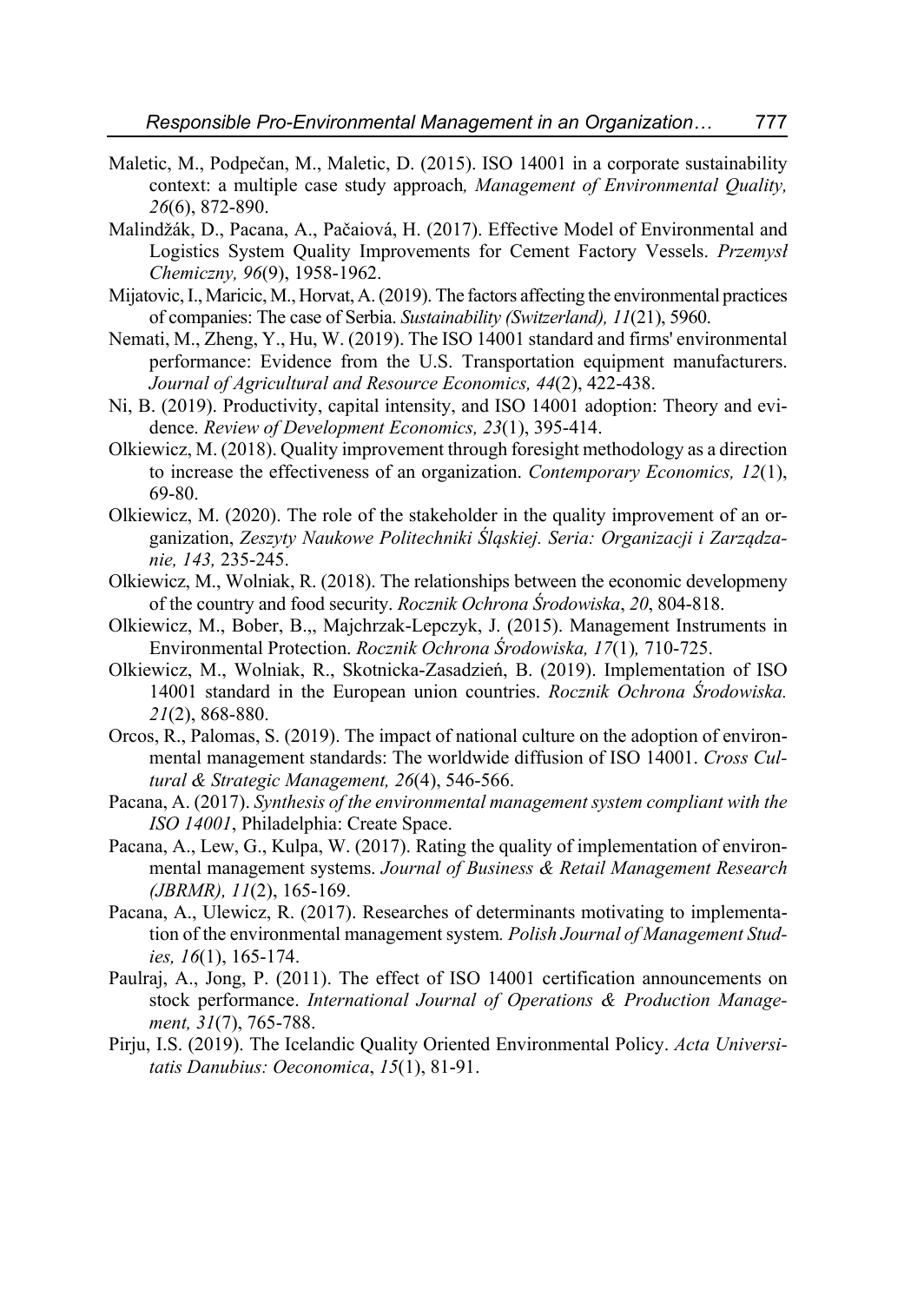Maletic, M., Podpečan, M., Maletic, D. (2015). ISO 14001 in a corporate sustainability context: a multiple case study approach*, Management of Environmental Quality, 26*(6), 872-890.

Malindžák, D., Pacana, A., Pačaiová, H. (2017). Effective Model of Environmental and Logistics System Quality Improvements for Cement Factory Vessels. *Przemysł Chemiczny, 96*(9), 1958-1962.

Mijatovic, I., Maricic, M., Horvat, A. (2019). The factors affecting the environmental practices of companies: The case of Serbia. *Sustainability (Switzerland), 11*(21), 5960.

Nemati, M., Zheng, Y., Hu, W. (2019). The ISO 14001 standard and firms' environmental performance: Evidence from the U.S. Transportation equipment manufacturers. *Journal of Agricultural and Resource Economics, 44*(2), 422-438.

Ni, B. (2019). Productivity, capital intensity, and ISO 14001 adoption: Theory and evidence. *Review of Development Economics, 23*(1), 395-414.

Olkiewicz, M. (2018). Quality improvement through foresight methodology as a direction to increase the effectiveness of an organization. *Contemporary Economics, 12*(1), 69-80.

Olkiewicz, M. (2020). The role of the stakeholder in the quality improvement of an organization, *Zeszyty Naukowe Politechniki Śląskiej. Seria: Organizacji i Zarządzanie, 143,* 235-245.

Olkiewicz, M., Wolniak, R. (2018). The relationships between the economic developmeny of the country and food security. *Rocznik Ochrona Środowiska*, *20*, 804-818.

Olkiewicz, M., Bober, B.,, Majchrzak-Lepczyk, J. (2015). Management Instruments in Environmental Protection. *Rocznik Ochrona Środowiska, 17*(1)*,* 710-725.

Olkiewicz, M., Wolniak, R., Skotnicka-Zasadzień, B. (2019). Implementation of ISO 14001 standard in the European union countries. *Rocznik Ochrona Środowiska. 21*(2), 868-880.

Orcos, R., Palomas, S. (2019). The impact of national culture on the adoption of environmental management standards: The worldwide diffusion of ISO 14001. *Cross Cultural & Strategic Management, 26*(4), 546-566.

Pacana, A. (2017). *Synthesis of the environmental management system compliant with the ISO 14001*, Philadelphia: Create Space.

Pacana, A., Lew, G., Kulpa, W. (2017). Rating the quality of implementation of environmental management systems. *Journal of Business & Retail Management Research (JBRMR), 11*(2), 165-169.

Pacana, A., Ulewicz, R. (2017). Researches of determinants motivating to implementation of the environmental management system*. Polish Journal of Management Studies, 16*(1), 165-174.

Paulraj, A., Jong, P. (2011). The effect of ISO 14001 certification announcements on stock performance. *International Journal of Operations & Production Management, 31*(7), 765-788.

Pirju, I.S. (2019). The Icelandic Quality Oriented Environmental Policy. *Acta Universitatis Danubius: Oeconomica*, *15*(1), 81-91.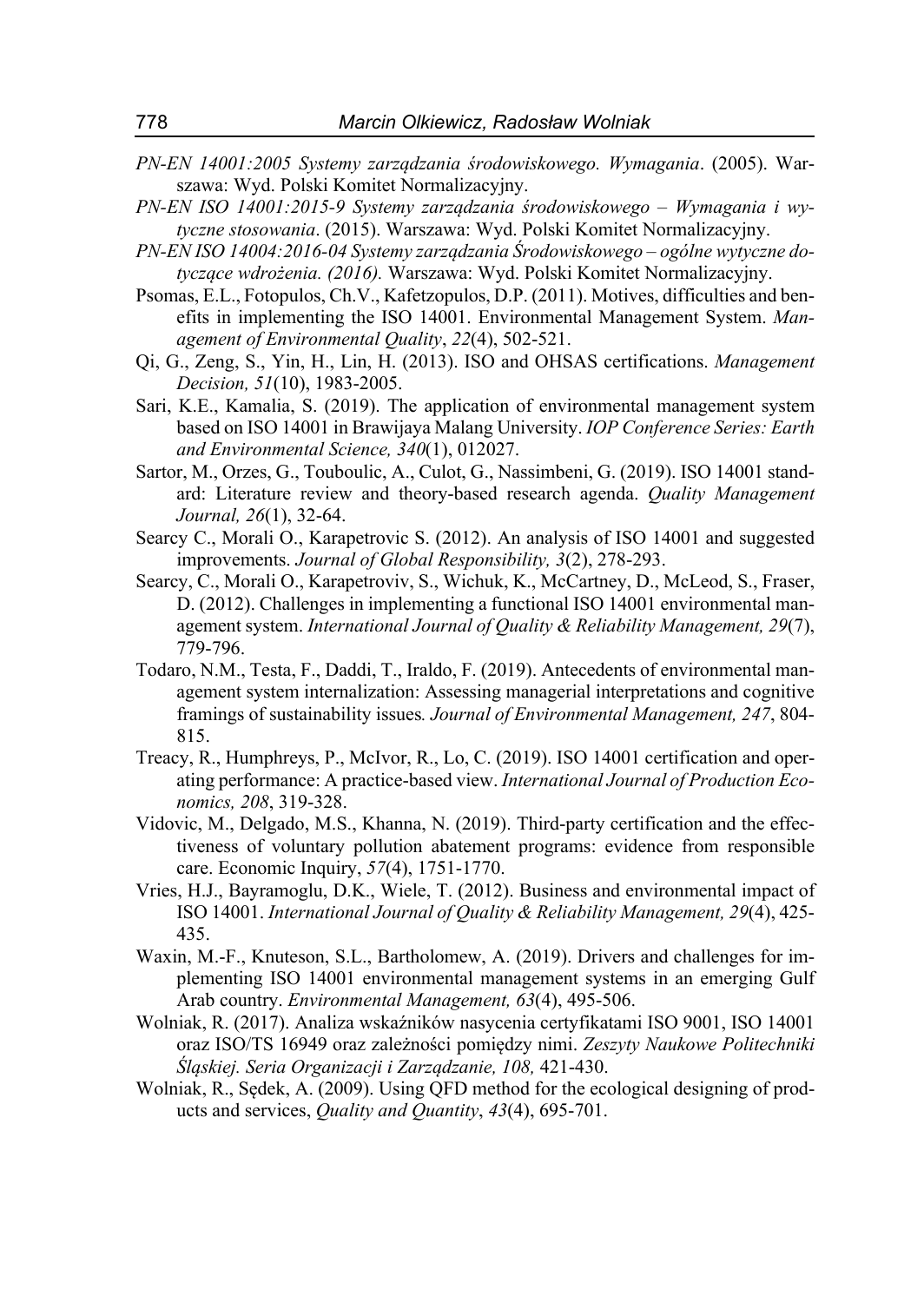*PN-EN 14001:2005 Systemy zarządzania środowiskowego. Wymagania*. (2005). Warszawa: Wyd. Polski Komitet Normalizacyjny.

*PN-EN ISO 14001:2015-9 Systemy zarządzania środowiskowego – Wymagania i wytyczne stosowania*. (2015). Warszawa: Wyd. Polski Komitet Normalizacyjny.

*PN-EN ISO 14004:2016-04 Systemy zarządzania Środowiskowego – ogólne wytyczne dotyczące wdrożenia. (2016).* Warszawa: Wyd. Polski Komitet Normalizacyjny.

Psomas, E.L., Fotopulos, Ch.V., Kafetzopulos, D.P. (2011). Motives, difficulties and benefits in implementing the ISO 14001. Environmental Management System. *Management of Environmental Quality*, *22*(4), 502-521.

Qi, G., Zeng, S., Yin, H., Lin, H. (2013). ISO and OHSAS certifications. *Management Decision, 51*(10), 1983-2005.

Sari, K.E., Kamalia, S. (2019). The application of environmental management system based on ISO 14001 in Brawijaya Malang University. *IOP Conference Series: Earth and Environmental Science, 340*(1), 012027.

Sartor, M., Orzes, G., Touboulic, A., Culot, G., Nassimbeni, G. (2019). ISO 14001 standard: Literature review and theory-based research agenda. *Quality Management Journal, 26*(1), 32-64.

Searcy C., Morali O., Karapetrovic S. (2012). An analysis of ISO 14001 and suggested improvements. *Journal of Global Responsibility, 3*(2), 278-293.

Searcy, C., Morali O., Karapetroviv, S., Wichuk, K., McCartney, D., McLeod, S., Fraser, D. (2012). Challenges in implementing a functional ISO 14001 environmental management system. *International Journal of Quality & Reliability Management, 29*(7), 779-796.

Todaro, N.M., Testa, F., Daddi, T., Iraldo, F. (2019). Antecedents of environmental management system internalization: Assessing managerial interpretations and cognitive framings of sustainability issues*. Journal of Environmental Management, 247*, 804-815.

Treacy, R., Humphreys, P., McIvor, R., Lo, C. (2019). ISO 14001 certification and operating performance: A practice-based view. *International Journal of Production Economics, 208*, 319-328.

Vidovic, M., Delgado, M.S., Khanna, N. (2019). Third-party certification and the effectiveness of voluntary pollution abatement programs: evidence from responsible care. Economic Inquiry, *57*(4), 1751-1770.

Vries, H.J., Bayramoglu, D.K., Wiele, T. (2012). Business and environmental impact of ISO 14001. *International Journal of Quality & Reliability Management, 29*(4), 425-435.

Waxin, M.-F., Knuteson, S.L., Bartholomew, A. (2019). Drivers and challenges for implementing ISO 14001 environmental management systems in an emerging Gulf Arab country. *Environmental Management, 63*(4), 495-506.

Wolniak, R. (2017). Analiza wskaźników nasycenia certyfikatami ISO 9001, ISO 14001 oraz ISO/TS 16949 oraz zależności pomiędzy nimi. *Zeszyty Naukowe Politechniki Śląskiej. Seria Organizacji i Zarządzanie, 108,* 421-430.

Wolniak, R., Sędek, A. (2009). Using QFD method for the ecological designing of products and services, *Quality and Quantity*, *43*(4), 695-701.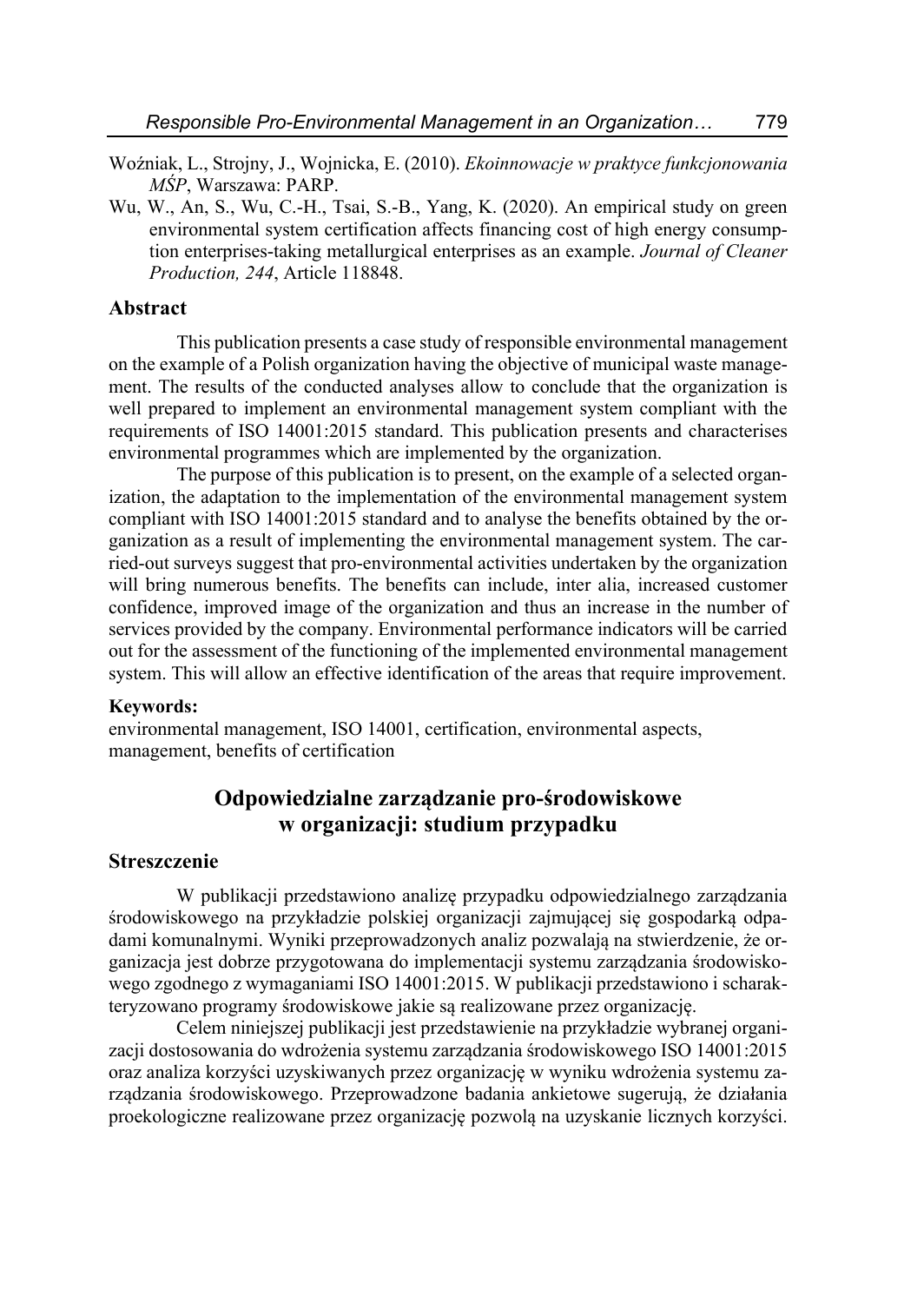Woźniak, L., Strojny, J., Wojnicka, E. (2010). *Ekoinnowacje w praktyce funkcjonowania MŚP*, Warszawa: PARP.

Wu, W., An, S., Wu, C.-H., Tsai, S.-B., Yang, K. (2020). An empirical study on green environmental system certification affects financing cost of high energy consumption enterprises-taking metallurgical enterprises as an example. *Journal of Cleaner Production, 244*, Article 118848.

## Abstract

This publication presents a case study of responsible environmental management on the example of a Polish organization having the objective of municipal waste management. The results of the conducted analyses allow to conclude that the organization is well prepared to implement an environmental management system compliant with the requirements of ISO 14001:2015 standard. This publication presents and characterises environmental programmes which are implemented by the organization.

The purpose of this publication is to present, on the example of a selected organization, the adaptation to the implementation of the environmental management system compliant with ISO 14001:2015 standard and to analyse the benefits obtained by the organization as a result of implementing the environmental management system. The carried-out surveys suggest that pro-environmental activities undertaken by the organization will bring numerous benefits. The benefits can include, inter alia, increased customer confidence, improved image of the organization and thus an increase in the number of services provided by the company. Environmental performance indicators will be carried out for the assessment of the functioning of the implemented environmental management system. This will allow an effective identification of the areas that require improvement.

**Keywords:**
environmental management, ISO 14001, certification, environmental aspects, management, benefits of certification

# Odpowiedzialne zarządzanie pro-środowiskowe w organizacji: studium przypadku

## Streszczenie

W publikacji przedstawiono analizę przypadku odpowiedzialnego zarządzania środowiskowego na przykładzie polskiej organizacji zajmującej się gospodarką odpadami komunalnymi. Wyniki przeprowadzonych analiz pozwalają na stwierdzenie, że organizacja jest dobrze przygotowana do implementacji systemu zarządzania środowiskowego zgodnego z wymaganiami ISO 14001:2015. W publikacji przedstawiono i scharakteryzowano programy środowiskowe jakie są realizowane przez organizację.

Celem niniejszej publikacji jest przedstawienie na przykładzie wybranej organizacji dostosowania do wdrożenia systemu zarządzania środowiskowego ISO 14001:2015 oraz analiza korzyści uzyskiwanych przez organizację w wyniku wdrożenia systemu zarządzania środowiskowego. Przeprowadzone badania ankietowe sugerują, że działania proekologiczne realizowane przez organizację pozwolą na uzyskanie licznych korzyści.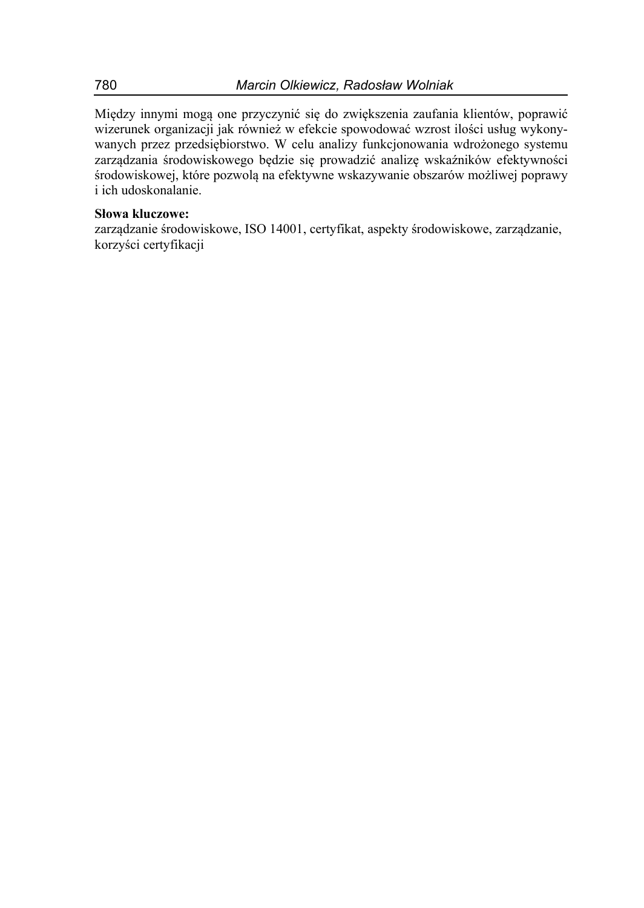Między innymi mogą one przyczynić się do zwiększenia zaufania klientów, poprawić wizerunek organizacji jak również w efekcie spowodować wzrost ilości usług wykonywanych przez przedsiębiorstwo. W celu analizy funkcjonowania wdrożonego systemu zarządzania środowiskowego będzie się prowadzić analizę wskaźników efektywności środowiskowej, które pozwolą na efektywne wskazywanie obszarów możliwej poprawy i ich udoskonalanie.

**Słowa kluczowe:**
zarządzanie środowiskowe, ISO 14001, certyfikat, aspekty środowiskowe, zarządzanie, korzyści certyfikacji